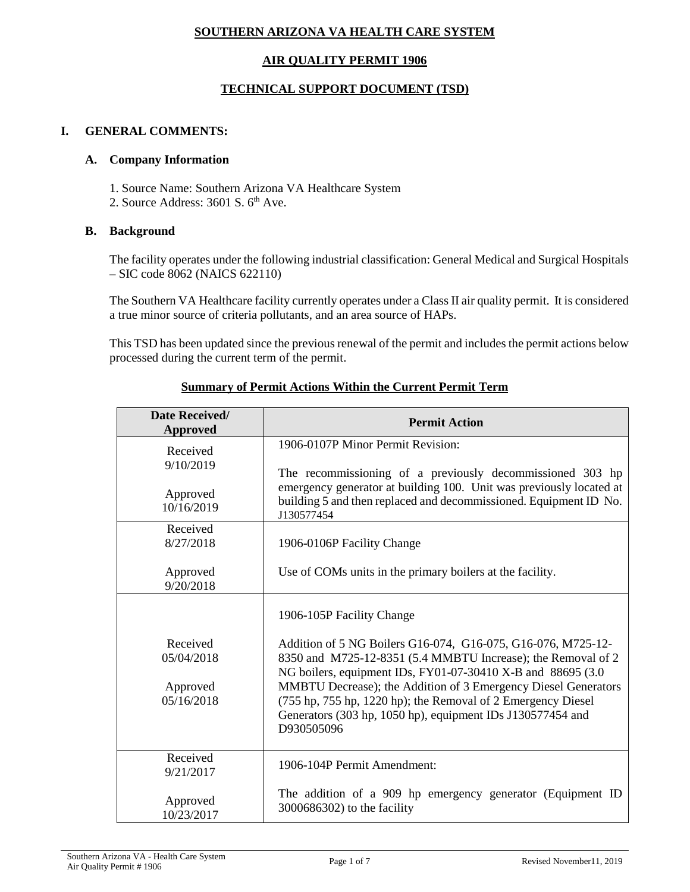# SOUTHERN ARIZONA VA HEALTH CARE SYSTEM

## AIR QUALITY PERMIT 1906

## TECHNICAL SUPPORT DOCUMENT (TSD)

## I. GENERAL COMMENTS:

### A. Company Information

1. Source Name: Southern Arizona VA Healthcare System
2. Source Address: 3601 S. 6th Ave.

### B. Background

The facility operates under the following industrial classification: General Medical and Surgical Hospitals – SIC code 8062 (NAICS 622110)

The Southern VA Healthcare facility currently operates under a Class II air quality permit. It is considered a true minor source of criteria pollutants, and an area source of HAPs.

This TSD has been updated since the previous renewal of the permit and includes the permit actions below processed during the current term of the permit.

**Summary of Permit Actions Within the Current Permit Term**

| Date Received/ Approved | Permit Action |
|---|---|
| Received 9/10/2019<br><br>Approved 10/16/2019 | 1906-0107P Minor Permit Revision:<br><br>The recommissioning of a previously decommissioned 303 hp emergency generator at building 100. Unit was previously located at building 5 and then replaced and decommissioned. Equipment ID No. J130577454 |
| Received 8/27/2018<br><br>Approved 9/20/2018 | 1906-0106P Facility Change<br><br>Use of COMs units in the primary boilers at the facility. |
| Received 05/04/2018<br><br>Approved 05/16/2018 | 1906-105P Facility Change<br><br>Addition of 5 NG Boilers G16-074, G16-075, G16-076, M725-12-8350 and M725-12-8351 (5.4 MMBTU Increase); the Removal of 2 NG boilers, equipment IDs, FY01-07-30410 X-B and 88695 (3.0 MMBTU Decrease); the Addition of 3 Emergency Diesel Generators (755 hp, 755 hp, 1220 hp); the Removal of 2 Emergency Diesel Generators (303 hp, 1050 hp), equipment IDs J130577454 and D930505096 |
| Received 9/21/2017<br><br>Approved 10/23/2017 | 1906-104P Permit Amendment:<br><br>The addition of a 909 hp emergency generator (Equipment ID 3000686302) to the facility |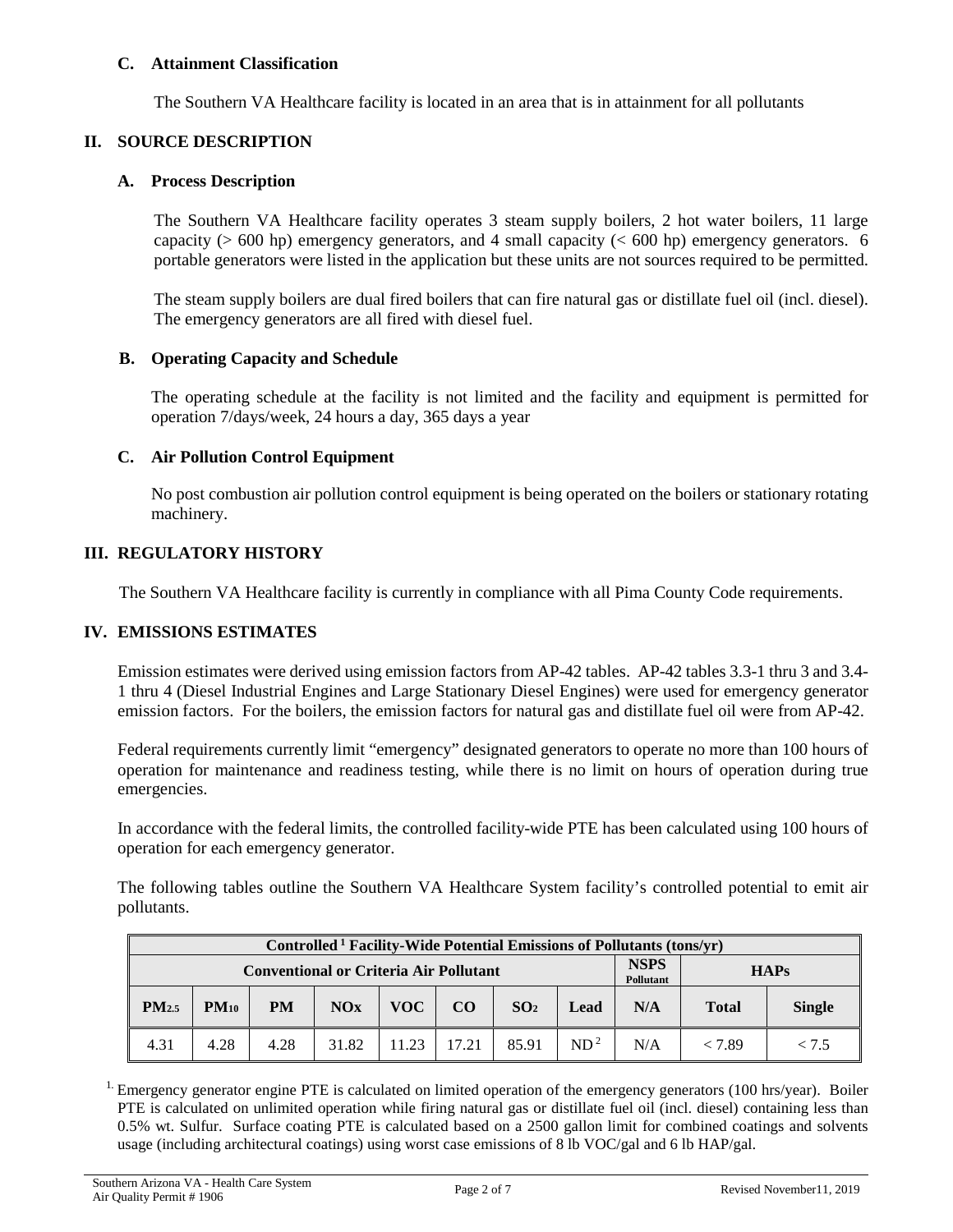### C. Attainment Classification

The Southern VA Healthcare facility is located in an area that is in attainment for all pollutants

## II. SOURCE DESCRIPTION

### A. Process Description

The Southern VA Healthcare facility operates 3 steam supply boilers, 2 hot water boilers, 11 large capacity (> 600 hp) emergency generators, and 4 small capacity (< 600 hp) emergency generators. 6 portable generators were listed in the application but these units are not sources required to be permitted.

The steam supply boilers are dual fired boilers that can fire natural gas or distillate fuel oil (incl. diesel). The emergency generators are all fired with diesel fuel.

### B. Operating Capacity and Schedule

The operating schedule at the facility is not limited and the facility and equipment is permitted for operation 7/days/week, 24 hours a day, 365 days a year

### C. Air Pollution Control Equipment

No post combustion air pollution control equipment is being operated on the boilers or stationary rotating machinery.

## III. REGULATORY HISTORY

The Southern VA Healthcare facility is currently in compliance with all Pima County Code requirements.

## IV. EMISSIONS ESTIMATES

Emission estimates were derived using emission factors from AP-42 tables. AP-42 tables 3.3-1 thru 3 and 3.4-1 thru 4 (Diesel Industrial Engines and Large Stationary Diesel Engines) were used for emergency generator emission factors. For the boilers, the emission factors for natural gas and distillate fuel oil were from AP-42.

Federal requirements currently limit "emergency" designated generators to operate no more than 100 hours of operation for maintenance and readiness testing, while there is no limit on hours of operation during true emergencies.

In accordance with the federal limits, the controlled facility-wide PTE has been calculated using 100 hours of operation for each emergency generator.

The following tables outline the Southern VA Healthcare System facility's controlled potential to emit air pollutants.

| Controlled [1] Facility-Wide Potential Emissions of Pollutants (tons/yr) | | | | | | | | | | |
|---|---|---|---|---|---|---|---|---|---|---|
| Conventional or Criteria Air Pollutant | | | | | | | | NSPS Pollutant | HAPs | |
| $PM_{2.5}$ | $PM_{10}$ | PM | NOx | VOC | CO | $SO_2$ | Lead | N/A | Total | Single |
| 4.31 | 4.28 | 4.28 | 31.82 | 11.23 | 17.21 | 85.91 | ND [2] | N/A | < 7.89 | < 7.5 |

[1] Emergency generator engine PTE is calculated on limited operation of the emergency generators (100 hrs/year). Boiler PTE is calculated on unlimited operation while firing natural gas or distillate fuel oil (incl. diesel) containing less than 0.5% wt. Sulfur. Surface coating PTE is calculated based on a 2500 gallon limit for combined coatings and solvents usage (including architectural coatings) using worst case emissions of 8 lb VOC/gal and 6 lb HAP/gal.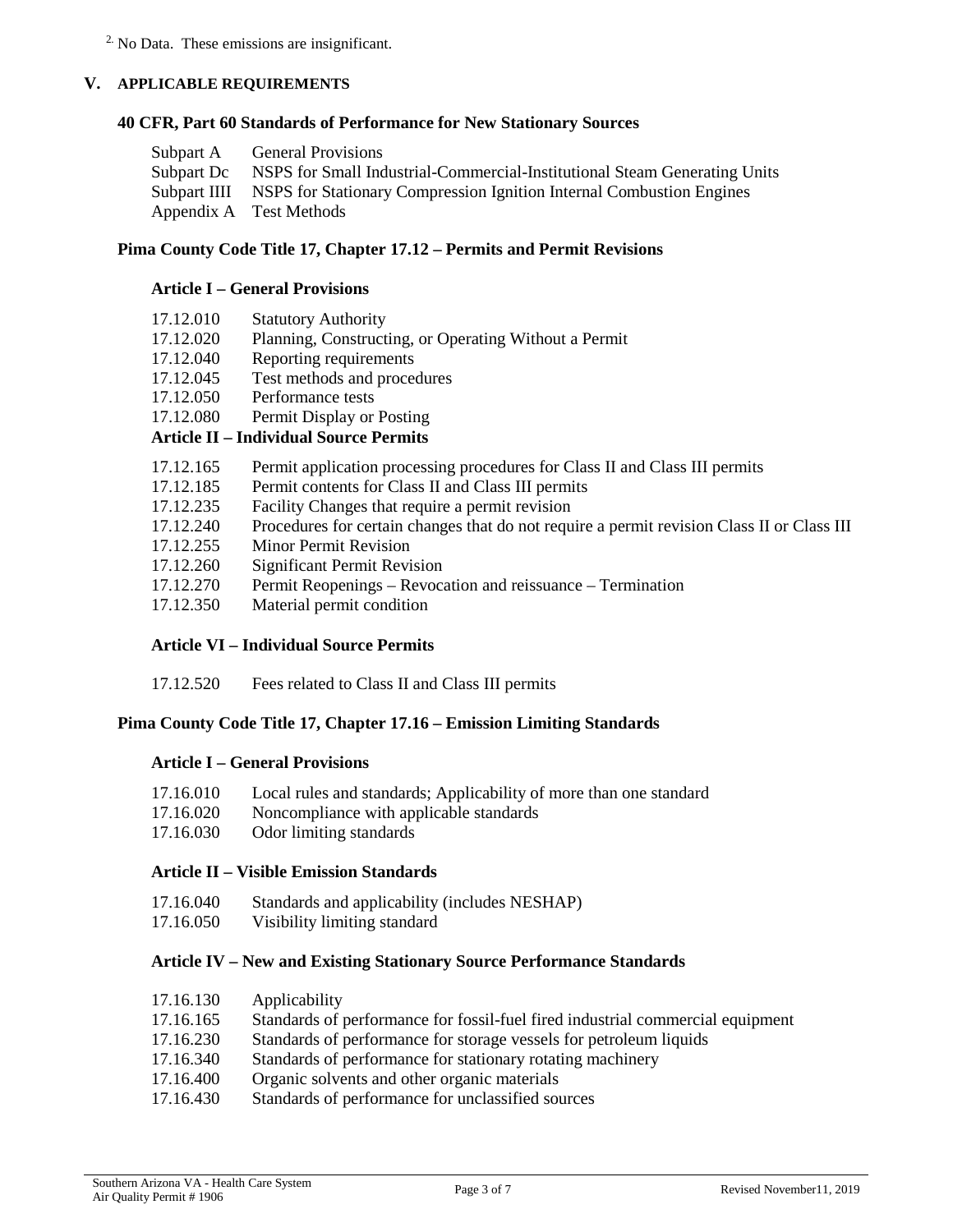[2] No Data. These emissions are insignificant.

## V. APPLICABLE REQUIREMENTS

### 40 CFR, Part 60 Standards of Performance for New Stationary Sources

| | |
|---|---|
| Subpart A | General Provisions |
| Subpart Dc | NSPS for Small Industrial-Commercial-Institutional Steam Generating Units |
| Subpart IIII | NSPS for Stationary Compression Ignition Internal Combustion Engines |
| Appendix A | Test Methods |

### Pima County Code Title 17, Chapter 17.12 – Permits and Permit Revisions

#### Article I – General Provisions

| | |
|---|---|
| 17.12.010 | Statutory Authority |
| 17.12.020 | Planning, Constructing, or Operating Without a Permit |
| 17.12.040 | Reporting requirements |
| 17.12.045 | Test methods and procedures |
| 17.12.050 | Performance tests |
| 17.12.080 | Permit Display or Posting |

#### Article II – Individual Source Permits

| | |
|---|---|
| 17.12.165 | Permit application processing procedures for Class II and Class III permits |
| 17.12.185 | Permit contents for Class II and Class III permits |
| 17.12.235 | Facility Changes that require a permit revision |
| 17.12.240 | Procedures for certain changes that do not require a permit revision Class II or Class III |
| 17.12.255 | Minor Permit Revision |
| 17.12.260 | Significant Permit Revision |
| 17.12.270 | Permit Reopenings – Revocation and reissuance – Termination |
| 17.12.350 | Material permit condition |

#### Article VI – Individual Source Permits

| | |
|---|---|
| 17.12.520 | Fees related to Class II and Class III permits |

### Pima County Code Title 17, Chapter 17.16 – Emission Limiting Standards

#### Article I – General Provisions

| | |
|---|---|
| 17.16.010 | Local rules and standards; Applicability of more than one standard |
| 17.16.020 | Noncompliance with applicable standards |
| 17.16.030 | Odor limiting standards |

#### Article II – Visible Emission Standards

| | |
|---|---|
| 17.16.040 | Standards and applicability (includes NESHAP) |
| 17.16.050 | Visibility limiting standard |

#### Article IV – New and Existing Stationary Source Performance Standards

| | |
|---|---|
| 17.16.130 | Applicability |
| 17.16.165 | Standards of performance for fossil-fuel fired industrial commercial equipment |
| 17.16.230 | Standards of performance for storage vessels for petroleum liquids |
| 17.16.340 | Standards of performance for stationary rotating machinery |
| 17.16.400 | Organic solvents and other organic materials |
| 17.16.430 | Standards of performance for unclassified sources |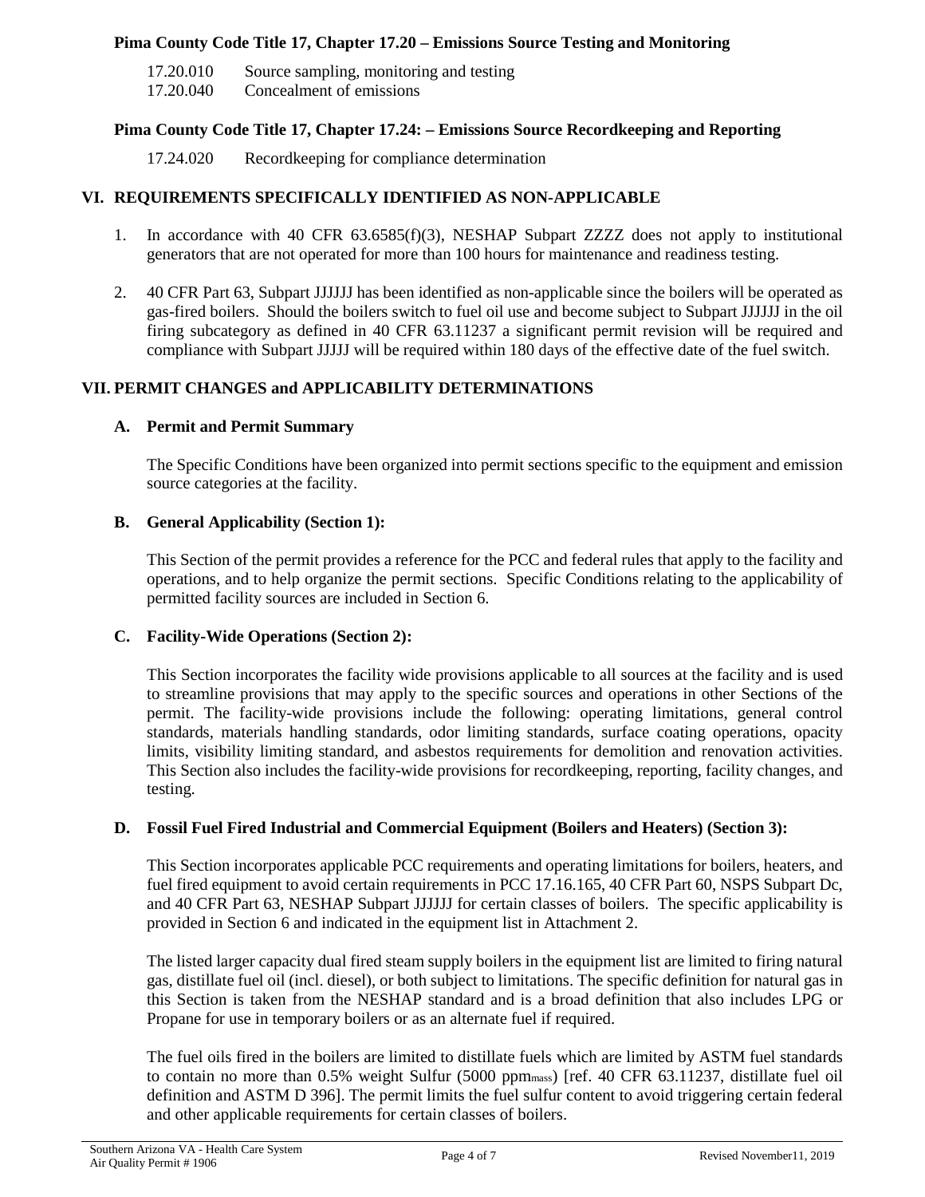**Pima County Code Title 17, Chapter 17.20 – Emissions Source Testing and Monitoring**

17.20.010 Source sampling, monitoring and testing
17.20.040 Concealment of emissions

**Pima County Code Title 17, Chapter 17.24: – Emissions Source Recordkeeping and Reporting**

17.24.020 Recordkeeping for compliance determination

## VI. REQUIREMENTS SPECIFICALLY IDENTIFIED AS NON-APPLICABLE

1. In accordance with 40 CFR 63.6585(f)(3), NESHAP Subpart ZZZZ does not apply to institutional generators that are not operated for more than 100 hours for maintenance and readiness testing.

2. 40 CFR Part 63, Subpart JJJJJJ has been identified as non-applicable since the boilers will be operated as gas-fired boilers. Should the boilers switch to fuel oil use and become subject to Subpart JJJJJJ in the oil firing subcategory as defined in 40 CFR 63.11237 a significant permit revision will be required and compliance with Subpart JJJJJ will be required within 180 days of the effective date of the fuel switch.

## VII. PERMIT CHANGES and APPLICABILITY DETERMINATIONS

### A. Permit and Permit Summary

The Specific Conditions have been organized into permit sections specific to the equipment and emission source categories at the facility.

### B. General Applicability (Section 1):

This Section of the permit provides a reference for the PCC and federal rules that apply to the facility and operations, and to help organize the permit sections. Specific Conditions relating to the applicability of permitted facility sources are included in Section 6.

### C. Facility-Wide Operations (Section 2):

This Section incorporates the facility wide provisions applicable to all sources at the facility and is used to streamline provisions that may apply to the specific sources and operations in other Sections of the permit. The facility-wide provisions include the following: operating limitations, general control standards, materials handling standards, odor limiting standards, surface coating operations, opacity limits, visibility limiting standard, and asbestos requirements for demolition and renovation activities. This Section also includes the facility-wide provisions for recordkeeping, reporting, facility changes, and testing.

### D. Fossil Fuel Fired Industrial and Commercial Equipment (Boilers and Heaters) (Section 3):

This Section incorporates applicable PCC requirements and operating limitations for boilers, heaters, and fuel fired equipment to avoid certain requirements in PCC 17.16.165, 40 CFR Part 60, NSPS Subpart Dc, and 40 CFR Part 63, NESHAP Subpart JJJJJJ for certain classes of boilers. The specific applicability is provided in Section 6 and indicated in the equipment list in Attachment 2.

The listed larger capacity dual fired steam supply boilers in the equipment list are limited to firing natural gas, distillate fuel oil (incl. diesel), or both subject to limitations. The specific definition for natural gas in this Section is taken from the NESHAP standard and is a broad definition that also includes LPG or Propane for use in temporary boilers or as an alternate fuel if required.

The fuel oils fired in the boilers are limited to distillate fuels which are limited by ASTM fuel standards to contain no more than 0.5% weight Sulfur (5000 $ppm_{mass}$) [ref. 40 CFR 63.11237, distillate fuel oil definition and ASTM D 396]. The permit limits the fuel sulfur content to avoid triggering certain federal and other applicable requirements for certain classes of boilers.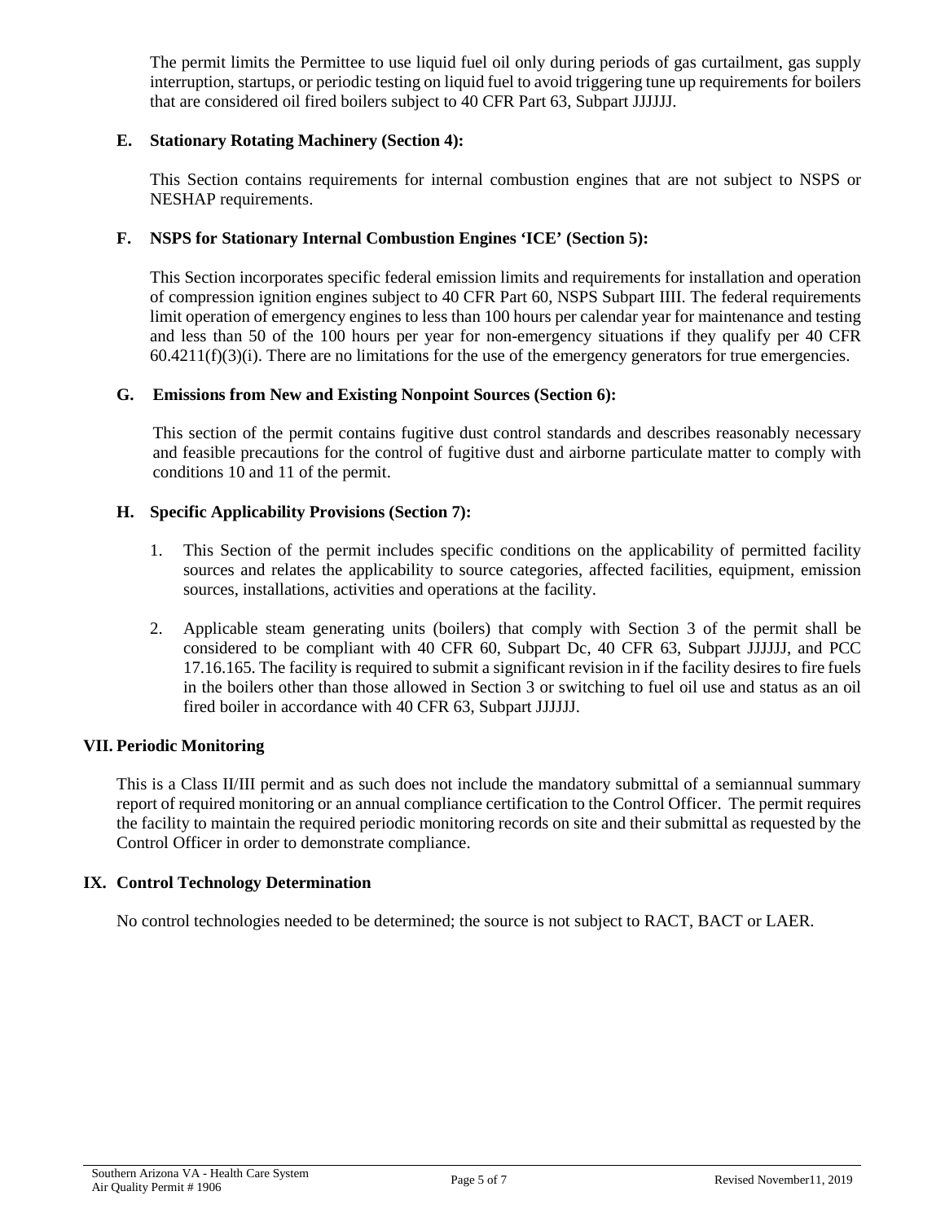The permit limits the Permittee to use liquid fuel oil only during periods of gas curtailment, gas supply interruption, startups, or periodic testing on liquid fuel to avoid triggering tune up requirements for boilers that are considered oil fired boilers subject to 40 CFR Part 63, Subpart JJJJJJ.

### E. Stationary Rotating Machinery (Section 4):

This Section contains requirements for internal combustion engines that are not subject to NSPS or NESHAP requirements.

### F. NSPS for Stationary Internal Combustion Engines 'ICE' (Section 5):

This Section incorporates specific federal emission limits and requirements for installation and operation of compression ignition engines subject to 40 CFR Part 60, NSPS Subpart IIII. The federal requirements limit operation of emergency engines to less than 100 hours per calendar year for maintenance and testing and less than 50 of the 100 hours per year for non-emergency situations if they qualify per 40 CFR 60.4211(f)(3)(i). There are no limitations for the use of the emergency generators for true emergencies.

### G. Emissions from New and Existing Nonpoint Sources (Section 6):

This section of the permit contains fugitive dust control standards and describes reasonably necessary and feasible precautions for the control of fugitive dust and airborne particulate matter to comply with conditions 10 and 11 of the permit.

### H. Specific Applicability Provisions (Section 7):

1. This Section of the permit includes specific conditions on the applicability of permitted facility sources and relates the applicability to source categories, affected facilities, equipment, emission sources, installations, activities and operations at the facility.

2. Applicable steam generating units (boilers) that comply with Section 3 of the permit shall be considered to be compliant with 40 CFR 60, Subpart Dc, 40 CFR 63, Subpart JJJJJJ, and PCC 17.16.165. The facility is required to submit a significant revision in if the facility desires to fire fuels in the boilers other than those allowed in Section 3 or switching to fuel oil use and status as an oil fired boiler in accordance with 40 CFR 63, Subpart JJJJJJ.

## VII. Periodic Monitoring

This is a Class II/III permit and as such does not include the mandatory submittal of a semiannual summary report of required monitoring or an annual compliance certification to the Control Officer. The permit requires the facility to maintain the required periodic monitoring records on site and their submittal as requested by the Control Officer in order to demonstrate compliance.

## IX. Control Technology Determination

No control technologies needed to be determined; the source is not subject to RACT, BACT or LAER.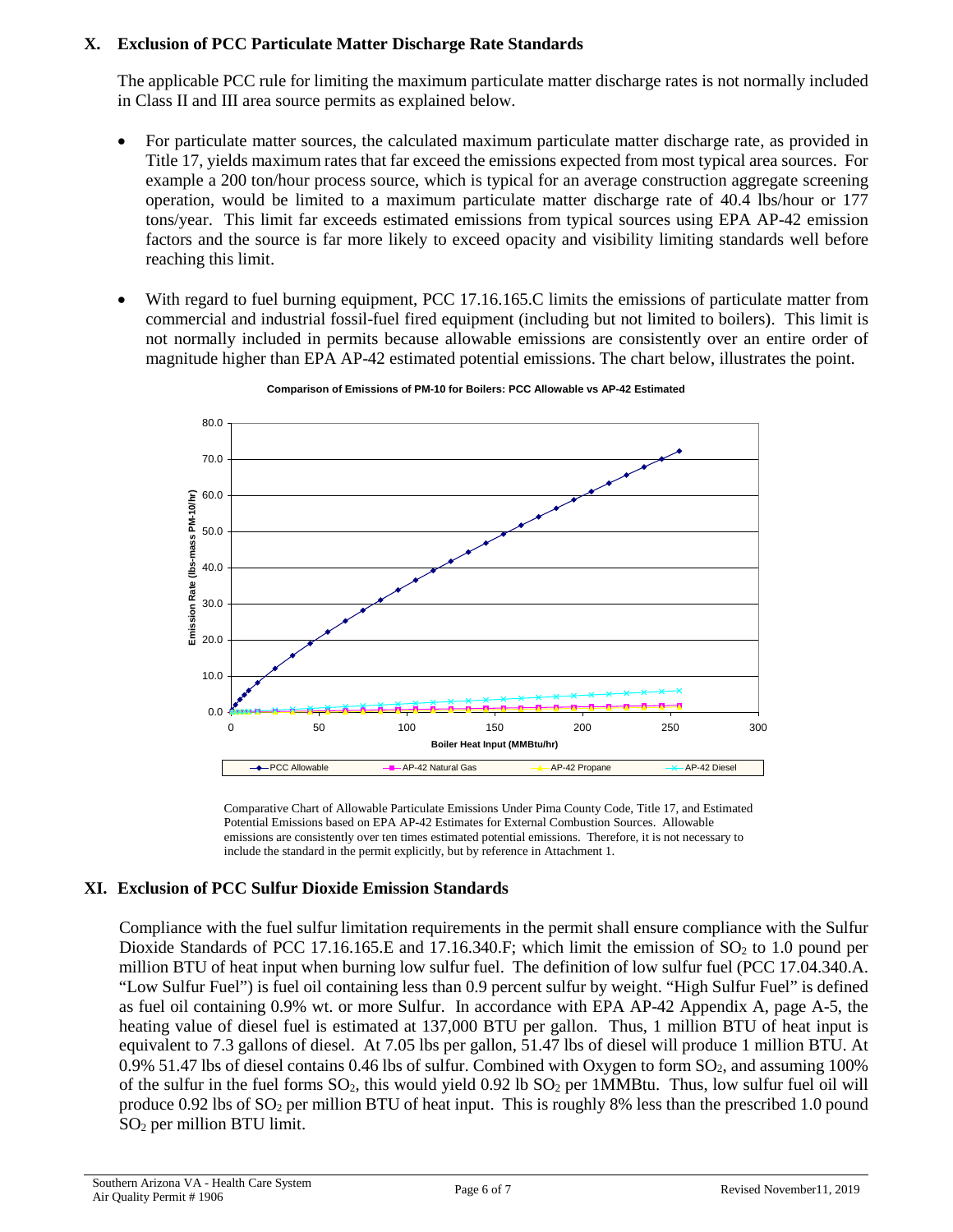## X. Exclusion of PCC Particulate Matter Discharge Rate Standards

The applicable PCC rule for limiting the maximum particulate matter discharge rates is not normally included in Class II and III area source permits as explained below.

- For particulate matter sources, the calculated maximum particulate matter discharge rate, as provided in Title 17, yields maximum rates that far exceed the emissions expected from most typical area sources. For example a 200 ton/hour process source, which is typical for an average construction aggregate screening operation, would be limited to a maximum particulate matter discharge rate of 40.4 lbs/hour or 177 tons/year. This limit far exceeds estimated emissions from typical sources using EPA AP-42 emission factors and the source is far more likely to exceed opacity and visibility limiting standards well before reaching this limit.
- With regard to fuel burning equipment, PCC 17.16.165.C limits the emissions of particulate matter from commercial and industrial fossil-fuel fired equipment (including but not limited to boilers). This limit is not normally included in permits because allowable emissions are consistently over an entire order of magnitude higher than EPA AP-42 estimated potential emissions. The chart below, illustrates the point.

**Comparison of Emissions of PM-10 for Boilers: PCC Allowable vs AP-42 Estimated**

Comparative Chart of Allowable Particulate Emissions Under Pima County Code, Title 17, and Estimated Potential Emissions based on EPA AP-42 Estimates for External Combustion Sources. Allowable emissions are consistently over ten times estimated potential emissions. Therefore, it is not necessary to include the standard in the permit explicitly, but by reference in Attachment 1.

## XI. Exclusion of PCC Sulfur Dioxide Emission Standards

Compliance with the fuel sulfur limitation requirements in the permit shall ensure compliance with the Sulfur Dioxide Standards of PCC 17.16.165.E and 17.16.340.F; which limit the emission of $SO_2$ to 1.0 pound per million BTU of heat input when burning low sulfur fuel. The definition of low sulfur fuel (PCC 17.04.340.A. "Low Sulfur Fuel") is fuel oil containing less than 0.9 percent sulfur by weight. "High Sulfur Fuel" is defined as fuel oil containing 0.9% wt. or more Sulfur. In accordance with EPA AP-42 Appendix A, page A-5, the heating value of diesel fuel is estimated at 137,000 BTU per gallon. Thus, 1 million BTU of heat input is equivalent to 7.3 gallons of diesel. At 7.05 lbs per gallon, 51.47 lbs of diesel will produce 1 million BTU. At 0.9% 51.47 lbs of diesel contains 0.46 lbs of sulfur. Combined with Oxygen to form $SO_2$, and assuming 100% of the sulfur in the fuel forms $SO_2$, this would yield 0.92 lb $SO_2$ per 1MMBtu. Thus, low sulfur fuel oil will produce 0.92 lbs of $SO_2$ per million BTU of heat input. This is roughly 8% less than the prescribed 1.0 pound $SO_2$ per million BTU limit.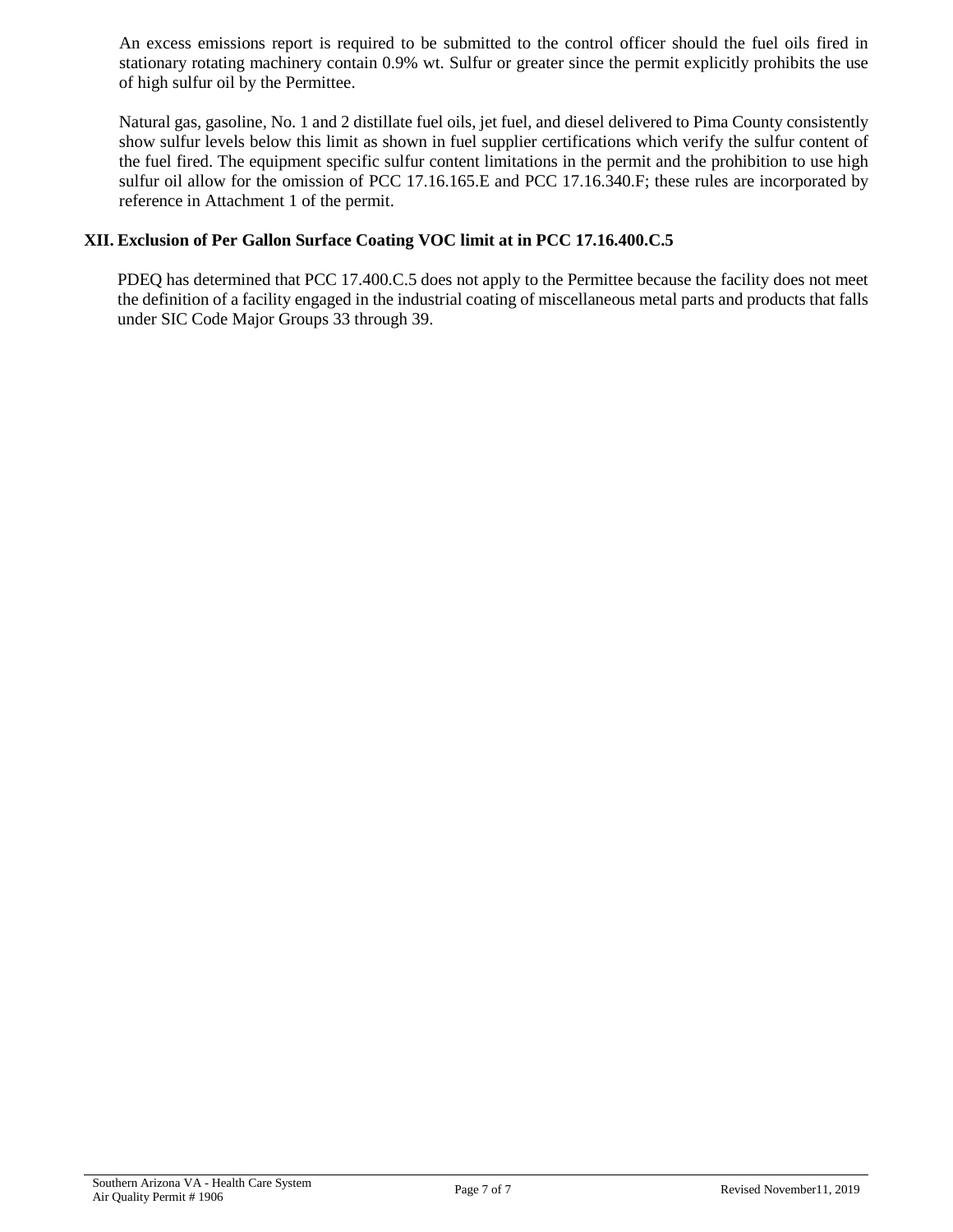An excess emissions report is required to be submitted to the control officer should the fuel oils fired in stationary rotating machinery contain 0.9% wt. Sulfur or greater since the permit explicitly prohibits the use of high sulfur oil by the Permittee.

Natural gas, gasoline, No. 1 and 2 distillate fuel oils, jet fuel, and diesel delivered to Pima County consistently show sulfur levels below this limit as shown in fuel supplier certifications which verify the sulfur content of the fuel fired. The equipment specific sulfur content limitations in the permit and the prohibition to use high sulfur oil allow for the omission of PCC 17.16.165.E and PCC 17.16.340.F; these rules are incorporated by reference in Attachment 1 of the permit.

## XII. Exclusion of Per Gallon Surface Coating VOC limit at in PCC 17.16.400.C.5

PDEQ has determined that PCC 17.400.C.5 does not apply to the Permittee because the facility does not meet the definition of a facility engaged in the industrial coating of miscellaneous metal parts and products that falls under SIC Code Major Groups 33 through 39.